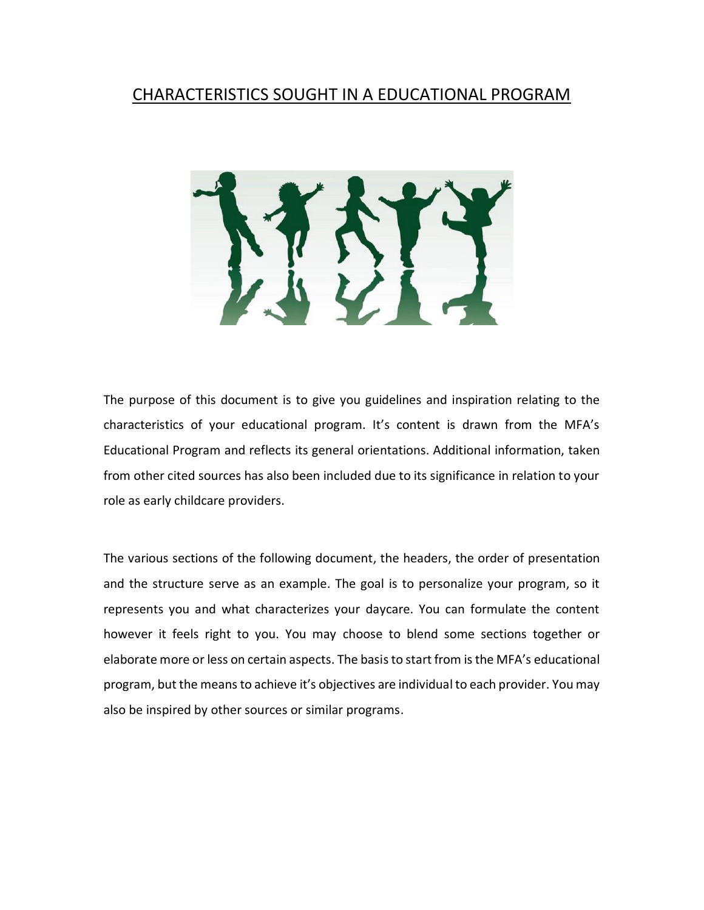# CHARACTERISTICS SOUGHT IN A EDUCATIONAL PROGRAM

The purpose of this document is to give you guidelines and inspiration relating to the characteristics of your educational program. It's content is drawn from the MFA's Educational Program and reflects its general orientations. Additional information, taken from other cited sources has also been included due to its significance in relation to your role as early childcare providers.

The various sections of the following document, the headers, the order of presentation and the structure serve as an example. The goal is to personalize your program, so it represents you and what characterizes your daycare. You can formulate the content however it feels right to you. You may choose to blend some sections together or elaborate more or less on certain aspects. The basis to start from is the MFA's educational program, but the means to achieve it's objectives are individual to each provider. You may also be inspired by other sources or similar programs.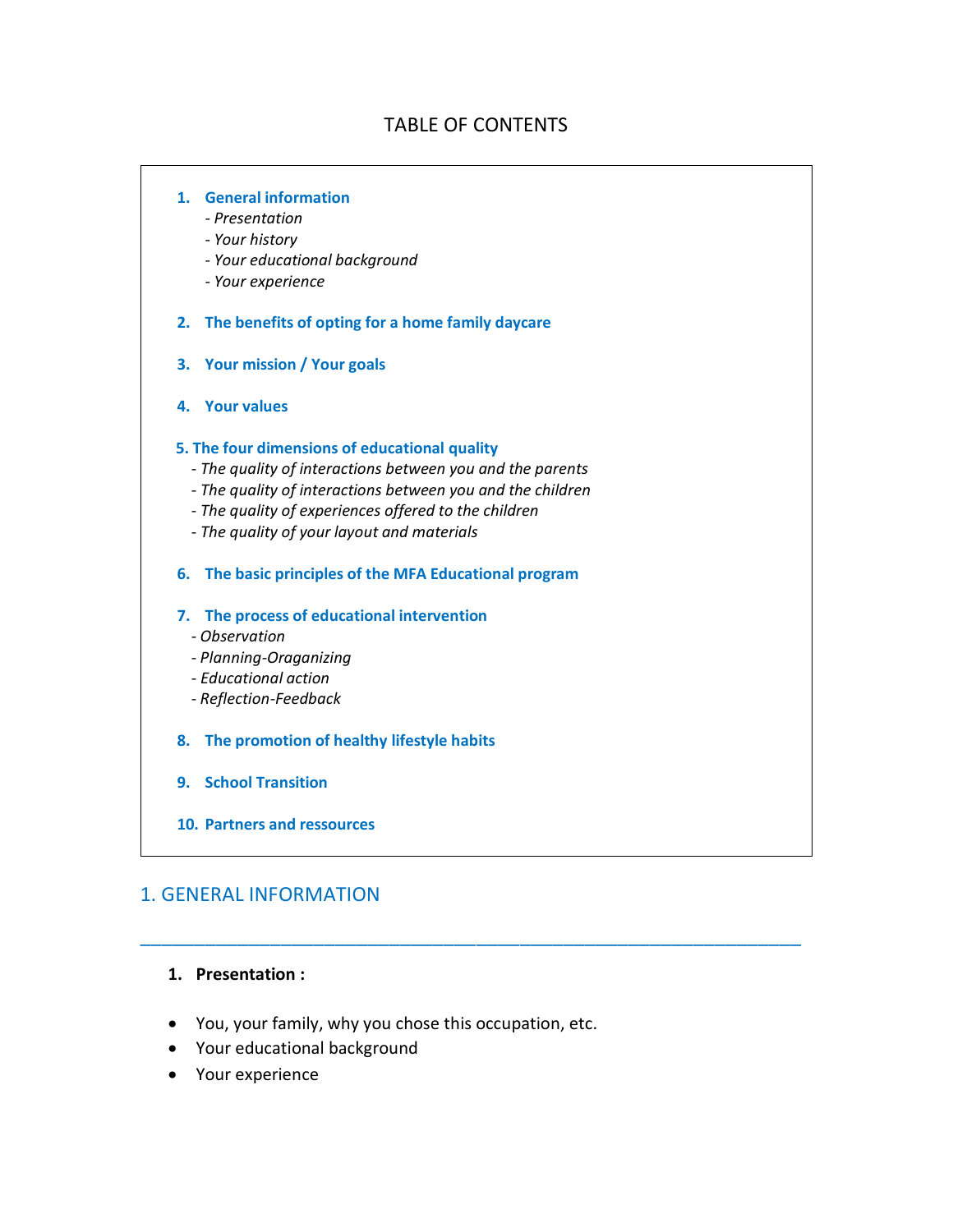# TABLE OF CONTENTS

1. **General information**
   - *Presentation*
   - *Your history*
   - *Your educational background*
   - *Your experience*

2. **The benefits of opting for a home family daycare**

3. **Your mission / Your goals**

4. **Your values**

5. **The four dimensions of educational quality**
   - *The quality of interactions between you and the parents*
   - *The quality of interactions between you and the children*
   - *The quality of experiences offered to the children*
   - *The quality of your layout and materials*

6. **The basic principles of the MFA Educational program**

7. **The process of educational intervention**
   - *Observation*
   - *Planning-Oraganizing*
   - *Educational action*
   - *Reflection-Feedback*

8. **The promotion of healthy lifestyle habits**

9. **School Transition**

10. **Partners and ressources**

## 1. GENERAL INFORMATION

---

1. **Presentation :**

- You, your family, why you chose this occupation, etc.
- Your educational background
- Your experience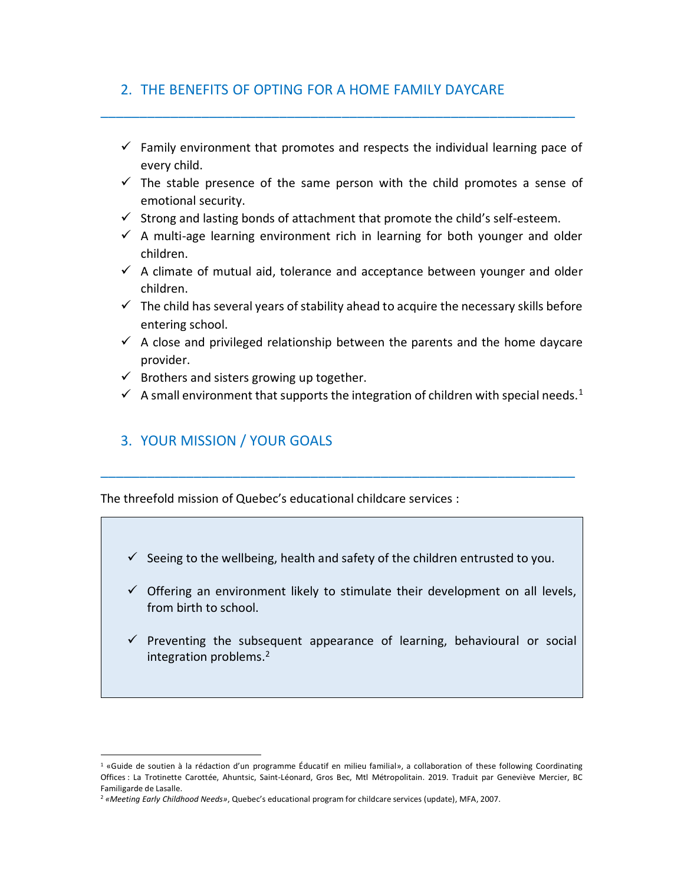## 2. THE BENEFITS OF OPTING FOR A HOME FAMILY DAYCARE

- ✓ Family environment that promotes and respects the individual learning pace of every child.
- ✓ The stable presence of the same person with the child promotes a sense of emotional security.
- ✓ Strong and lasting bonds of attachment that promote the child's self-esteem.
- ✓ A multi-age learning environment rich in learning for both younger and older children.
- ✓ A climate of mutual aid, tolerance and acceptance between younger and older children.
- ✓ The child has several years of stability ahead to acquire the necessary skills before entering school.
- ✓ A close and privileged relationship between the parents and the home daycare provider.
- ✓ Brothers and sisters growing up together.
- ✓ A small environment that supports the integration of children with special needs.[1]

## 3. YOUR MISSION / YOUR GOALS

The threefold mission of Quebec's educational childcare services :

- ✓ Seeing to the wellbeing, health and safety of the children entrusted to you.
- ✓ Offering an environment likely to stimulate their development on all levels, from birth to school.
- ✓ Preventing the subsequent appearance of learning, behavioural or social integration problems.[2]

---

[1] «Guide de soutien à la rédaction d'un programme Éducatif en milieu familial», a collaboration of these following Coordinating Offices : La Trotinette Carottée, Ahuntsic, Saint-Léonard, Gros Bec, Mtl Métropolitain. 2019. Traduit par Geneviève Mercier, BC Familigarde de Lasalle.

[2] *«Meeting Early Childhood Needs»*, Quebec's educational program for childcare services (update), MFA, 2007.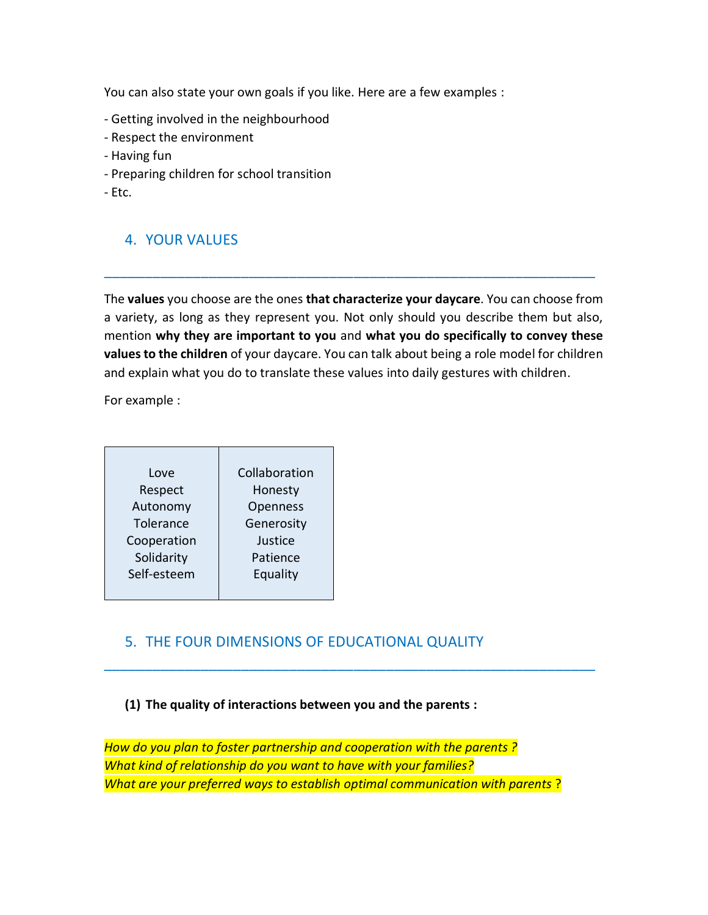You can also state your own goals if you like. Here are a few examples :

- Getting involved in the neighbourhood
- Respect the environment
- Having fun
- Preparing children for school transition
- Etc.

## 4. YOUR VALUES

The **values** you choose are the ones **that characterize your daycare**. You can choose from a variety, as long as they represent you. Not only should you describe them but also, mention **why they are important to you** and **what you do specifically to convey these values to the children** of your daycare. You can talk about being a role model for children and explain what you do to translate these values into daily gestures with children.

For example :

| | |
|---|---|
| Love | Collaboration |
| Respect | Honesty |
| Autonomy | Openness |
| Tolerance | Generosity |
| Cooperation | Justice |
| Solidarity | Patience |
| Self-esteem | Equality |

## 5. THE FOUR DIMENSIONS OF EDUCATIONAL QUALITY

**(1) The quality of interactions between you and the parents :**

*How do you plan to foster partnership and cooperation with the parents ?*
*What kind of relationship do you want to have with your families?*
*What are your preferred ways to establish optimal communication with parents ?*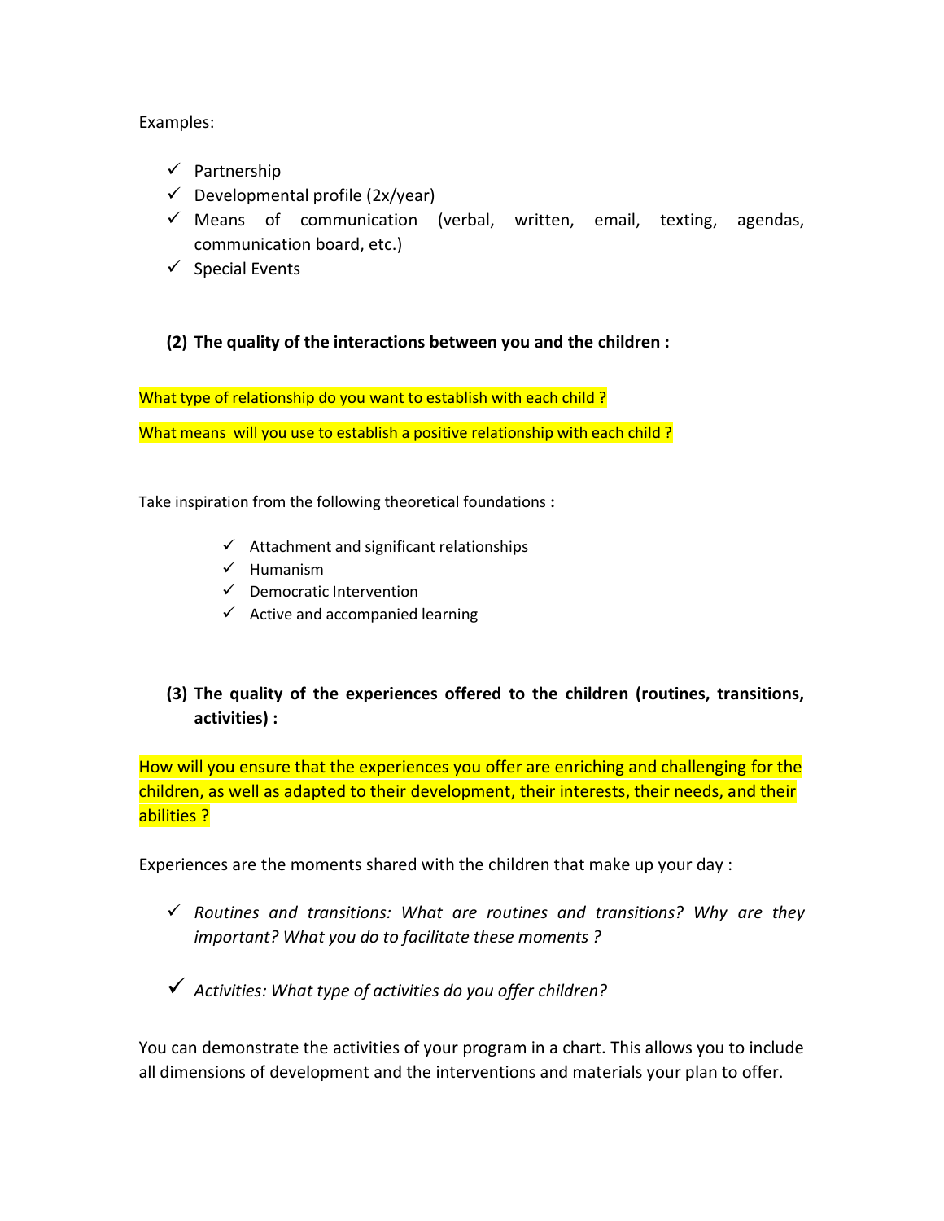Examples:

- ✓ Partnership
- ✓ Developmental profile (2x/year)
- ✓ Means of communication (verbal, written, email, texting, agendas, communication board, etc.)
- ✓ Special Events

**(2) The quality of the interactions between you and the children :**

What type of relationship do you want to establish with each child ?

What means will you use to establish a positive relationship with each child ?

Take inspiration from the following theoretical foundations **:**

- ✓ Attachment and significant relationships
- ✓ Humanism
- ✓ Democratic Intervention
- ✓ Active and accompanied learning

**(3) The quality of the experiences offered to the children (routines, transitions, activities) :**

How will you ensure that the experiences you offer are enriching and challenging for the children, as well as adapted to their development, their interests, their needs, and their abilities ?

Experiences are the moments shared with the children that make up your day :

- ✓ *Routines and transitions: What are routines and transitions? Why are they important? What you do to facilitate these moments ?*
- ✓ *Activities: What type of activities do you offer children?*

You can demonstrate the activities of your program in a chart. This allows you to include all dimensions of development and the interventions and materials your plan to offer.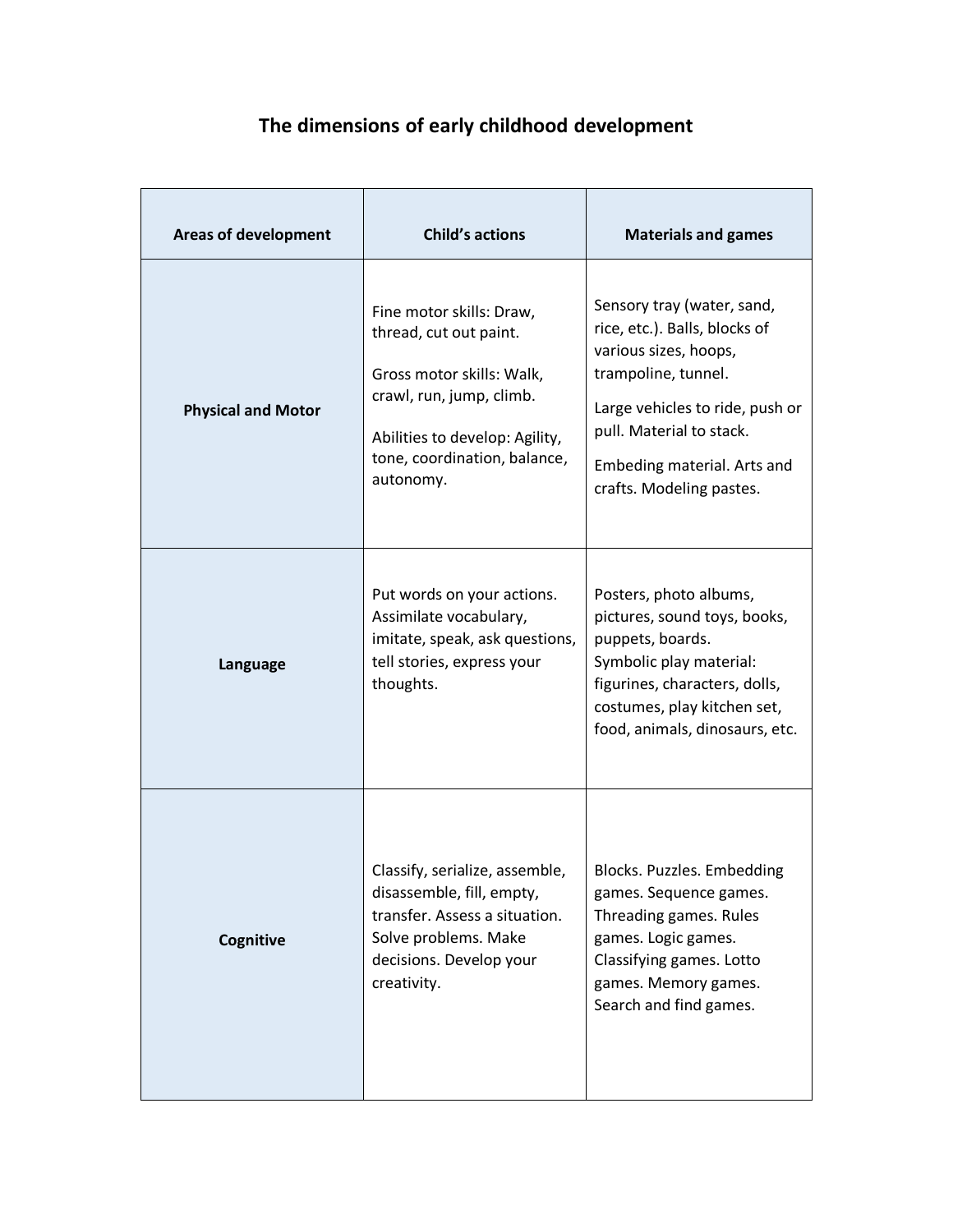# The dimensions of early childhood development

| Areas of development | Child's actions | Materials and games |
|---|---|---|
| **Physical and Motor** | Fine motor skills: Draw, thread, cut out paint.<br><br>Gross motor skills: Walk, crawl, run, jump, climb.<br><br>Abilities to develop: Agility, tone, coordination, balance, autonomy. | Sensory tray (water, sand, rice, etc.). Balls, blocks of various sizes, hoops, trampoline, tunnel.<br><br>Large vehicles to ride, push or pull. Material to stack.<br><br>Embeding material. Arts and crafts. Modeling pastes. |
| **Language** | Put words on your actions. Assimilate vocabulary, imitate, speak, ask questions, tell stories, express your thoughts. | Posters, photo albums, pictures, sound toys, books, puppets, boards.<br>Symbolic play material: figurines, characters, dolls, costumes, play kitchen set, food, animals, dinosaurs, etc. |
| **Cognitive** | Classify, serialize, assemble, disassemble, fill, empty, transfer. Assess a situation. Solve problems. Make decisions. Develop your creativity. | Blocks. Puzzles. Embedding games. Sequence games. Threading games. Rules games. Logic games. Classifying games. Lotto games. Memory games. Search and find games. |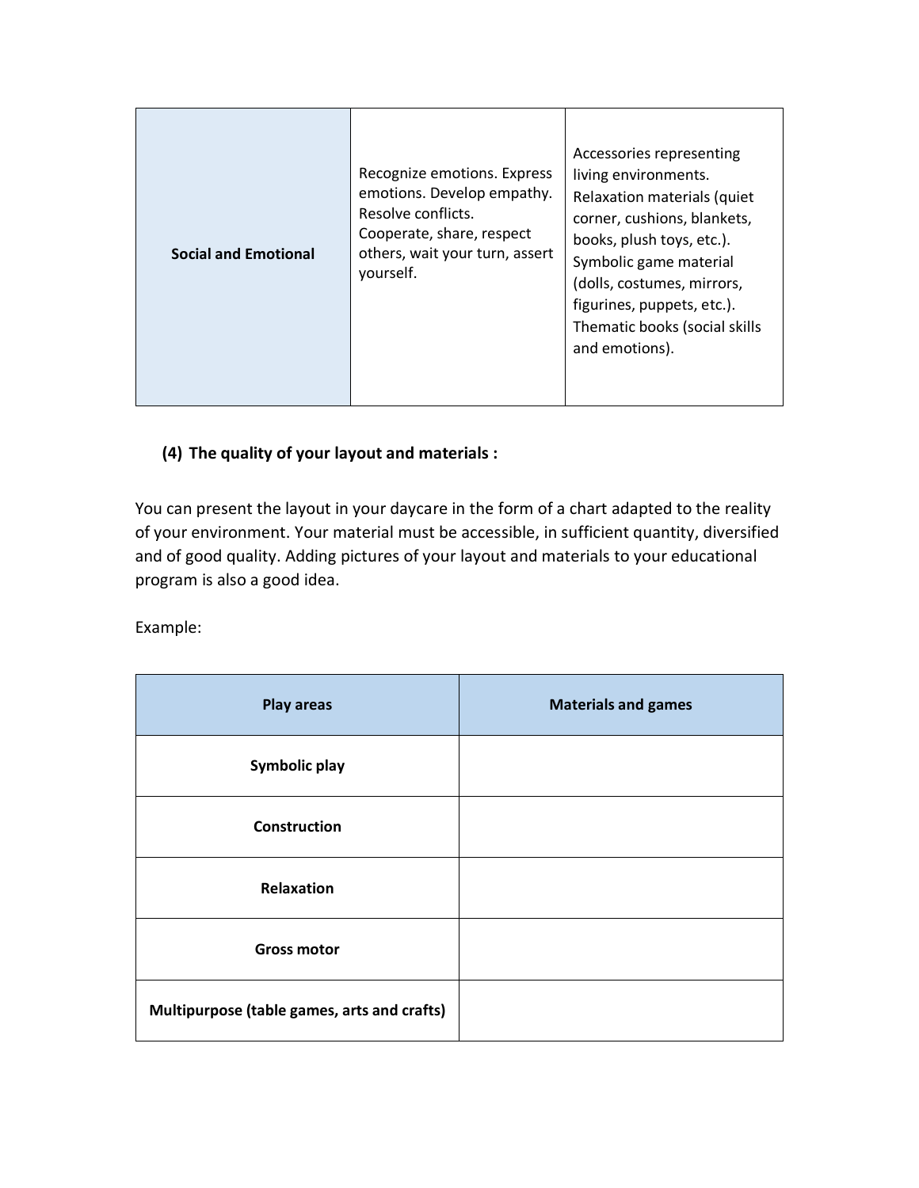| Social and Emotional | Recognize emotions. Express emotions. Develop empathy. Resolve conflicts. Cooperate, share, respect others, wait your turn, assert yourself. | Accessories representing living environments. Relaxation materials (quiet corner, cushions, blankets, books, plush toys, etc.). Symbolic game material (dolls, costumes, mirrors, figurines, puppets, etc.). Thematic books (social skills and emotions). |
|---|---|---|

**(4) The quality of your layout and materials :**

You can present the layout in your daycare in the form of a chart adapted to the reality of your environment. Your material must be accessible, in sufficient quantity, diversified and of good quality. Adding pictures of your layout and materials to your educational program is also a good idea.

Example:

| Play areas | Materials and games |
|---|---|
| **Symbolic play** | |
| **Construction** | |
| **Relaxation** | |
| **Gross motor** | |
| **Multipurpose (table games, arts and crafts)** | |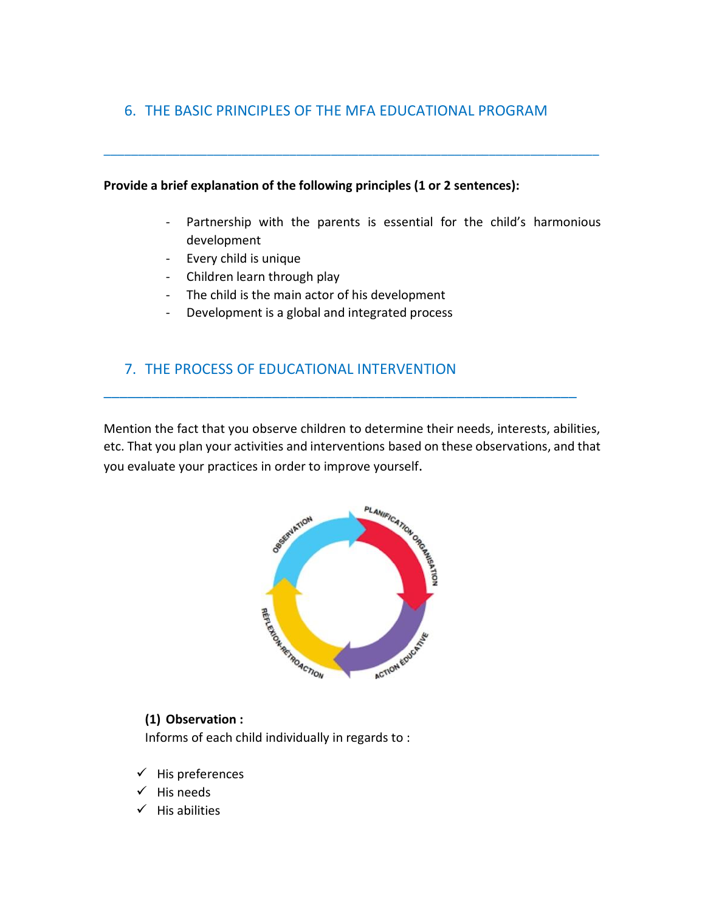## 6. THE BASIC PRINCIPLES OF THE MFA EDUCATIONAL PROGRAM

---

**Provide a brief explanation of the following principles (1 or 2 sentences):**

- Partnership with the parents is essential for the child's harmonious development
- Every child is unique
- Children learn through play
- The child is the main actor of his development
- Development is a global and integrated process

## 7. THE PROCESS OF EDUCATIONAL INTERVENTION

---

Mention the fact that you observe children to determine their needs, interests, abilities, etc. That you plan your activities and interventions based on these observations, and that you evaluate your practices in order to improve yourself.

**(1) Observation :**

Informs of each child individually in regards to :

- ✓ His preferences
- ✓ His needs
- ✓ His abilities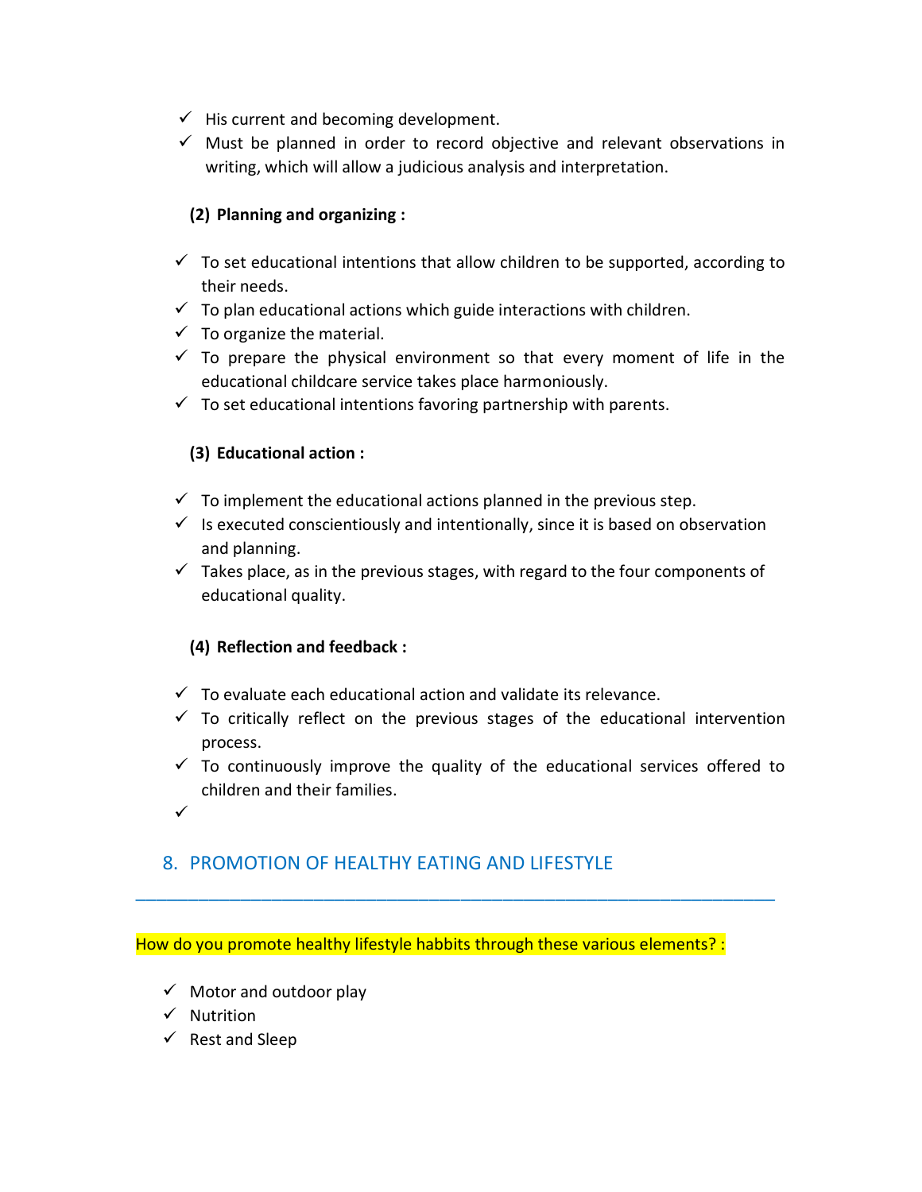- ✓ His current and becoming development.
- ✓ Must be planned in order to record objective and relevant observations in writing, which will allow a judicious analysis and interpretation.

**(2) Planning and organizing :**

- ✓ To set educational intentions that allow children to be supported, according to their needs.
- ✓ To plan educational actions which guide interactions with children.
- ✓ To organize the material.
- ✓ To prepare the physical environment so that every moment of life in the educational childcare service takes place harmoniously.
- ✓ To set educational intentions favoring partnership with parents.

**(3) Educational action :**

- ✓ To implement the educational actions planned in the previous step.
- ✓ Is executed conscientiously and intentionally, since it is based on observation and planning.
- ✓ Takes place, as in the previous stages, with regard to the four components of educational quality.

**(4) Reflection and feedback :**

- ✓ To evaluate each educational action and validate its relevance.
- ✓ To critically reflect on the previous stages of the educational intervention process.
- ✓ To continuously improve the quality of the educational services offered to children and their families.
- ✓

## 8. PROMOTION OF HEALTHY EATING AND LIFESTYLE

---

How do you promote healthy lifestyle habbits through these various elements? :

- ✓ Motor and outdoor play
- ✓ Nutrition
- ✓ Rest and Sleep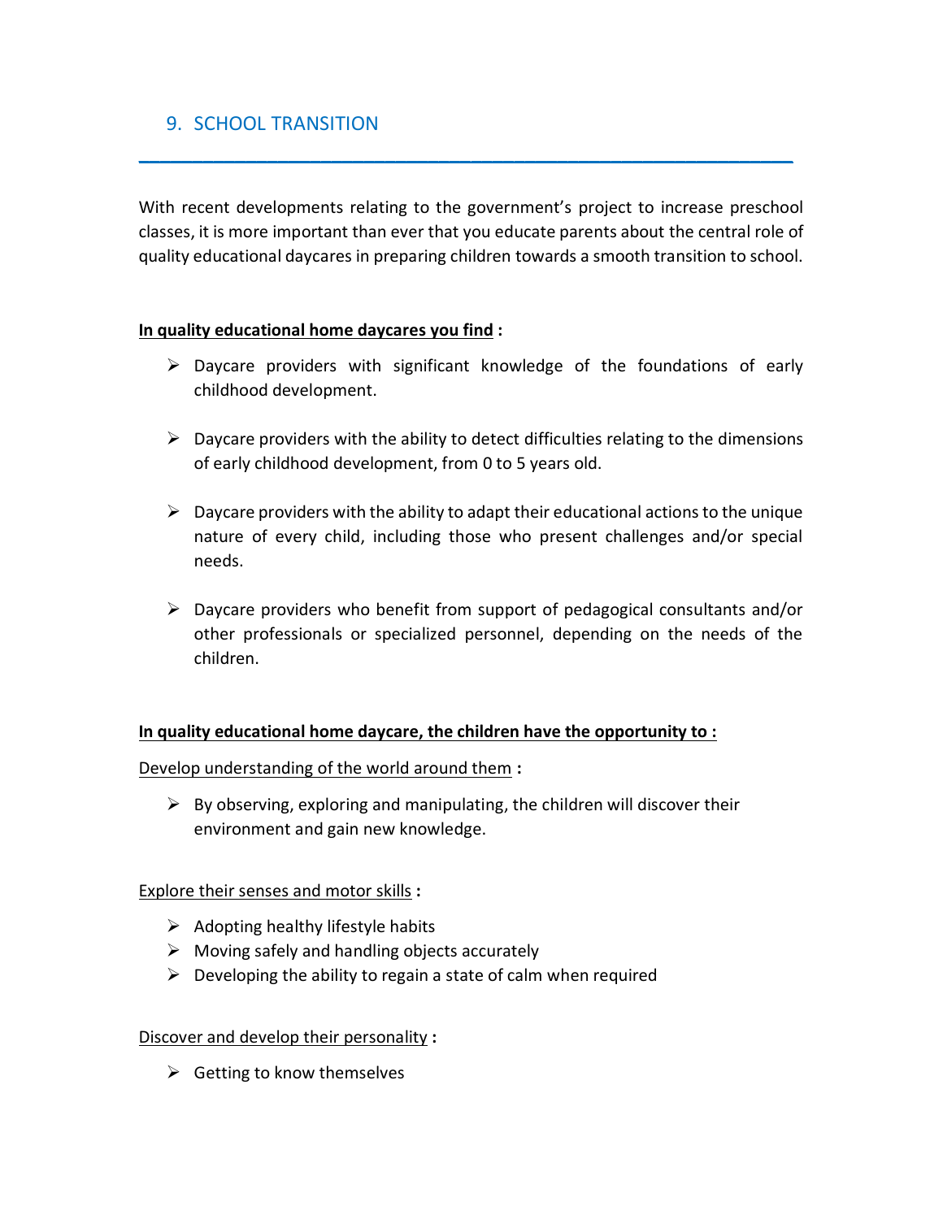## 9. SCHOOL TRANSITION

---

With recent developments relating to the government's project to increase preschool classes, it is more important than ever that you educate parents about the central role of quality educational daycares in preparing children towards a smooth transition to school.

**In quality educational home daycares you find :**

- Daycare providers with significant knowledge of the foundations of early childhood development.
- Daycare providers with the ability to detect difficulties relating to the dimensions of early childhood development, from 0 to 5 years old.
- Daycare providers with the ability to adapt their educational actions to the unique nature of every child, including those who present challenges and/or special needs.
- Daycare providers who benefit from support of pedagogical consultants and/or other professionals or specialized personnel, depending on the needs of the children.

**In quality educational home daycare, the children have the opportunity to :**

Develop understanding of the world around them **:**

- By observing, exploring and manipulating, the children will discover their environment and gain new knowledge.

Explore their senses and motor skills **:**

- Adopting healthy lifestyle habits
- Moving safely and handling objects accurately
- Developing the ability to regain a state of calm when required

Discover and develop their personality **:**

- Getting to know themselves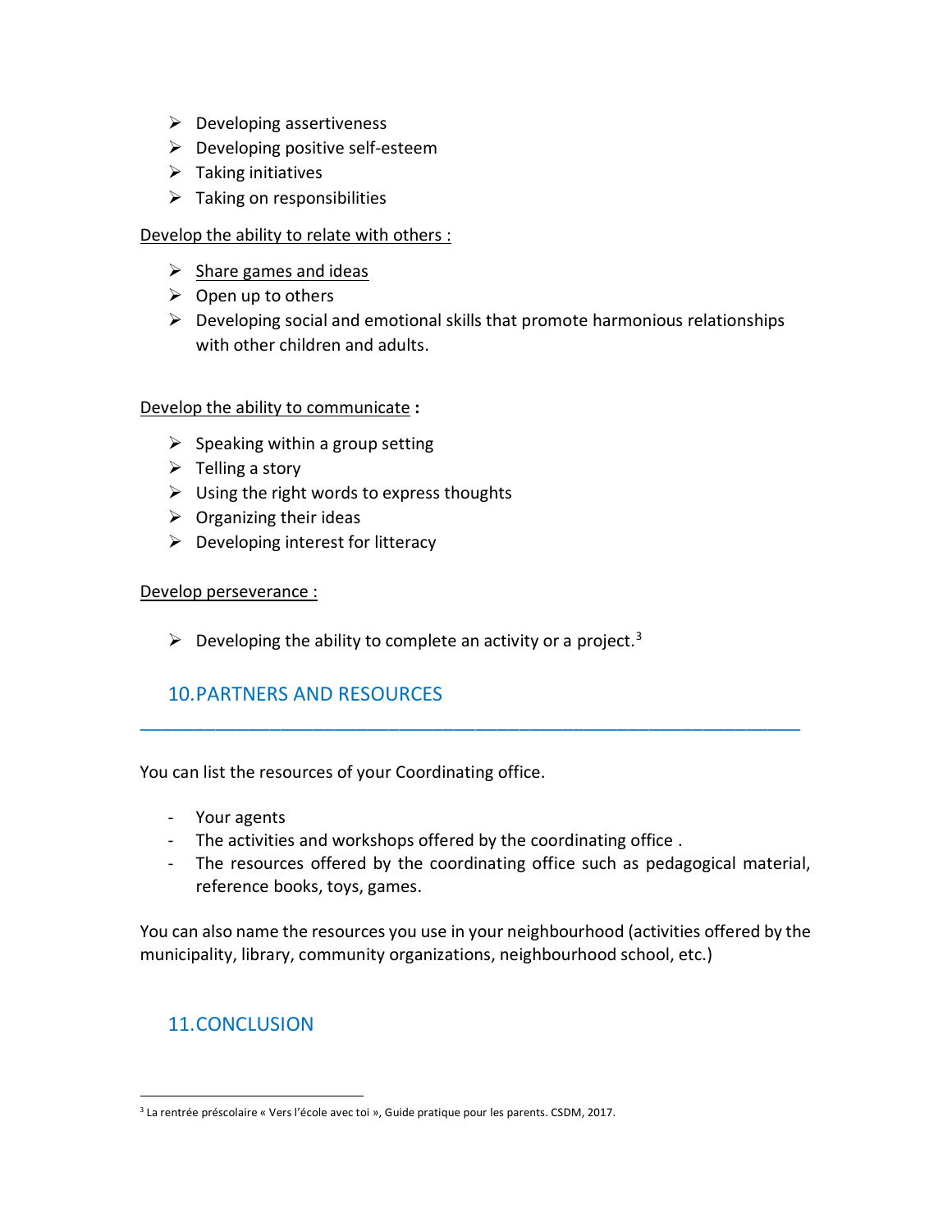- Developing assertiveness
- Developing positive self-esteem
- Taking initiatives
- Taking on responsibilities

Develop the ability to relate with others :

- Share games and ideas
- Open up to others
- Developing social and emotional skills that promote harmonious relationships with other children and adults.

Develop the ability to communicate **:**

- Speaking within a group setting
- Telling a story
- Using the right words to express thoughts
- Organizing their ideas
- Developing interest for litteracy

Develop perseverance :

- Developing the ability to complete an activity or a project.[3]

## 10. PARTNERS AND RESOURCES

---

You can list the resources of your Coordinating office.

- Your agents
- The activities and workshops offered by the coordinating office .
- The resources offered by the coordinating office such as pedagogical material, reference books, toys, games.

You can also name the resources you use in your neighbourhood (activities offered by the municipality, library, community organizations, neighbourhood school, etc.)

## 11. CONCLUSION

[3] La rentrée préscolaire « Vers l'école avec toi », Guide pratique pour les parents. CSDM, 2017.